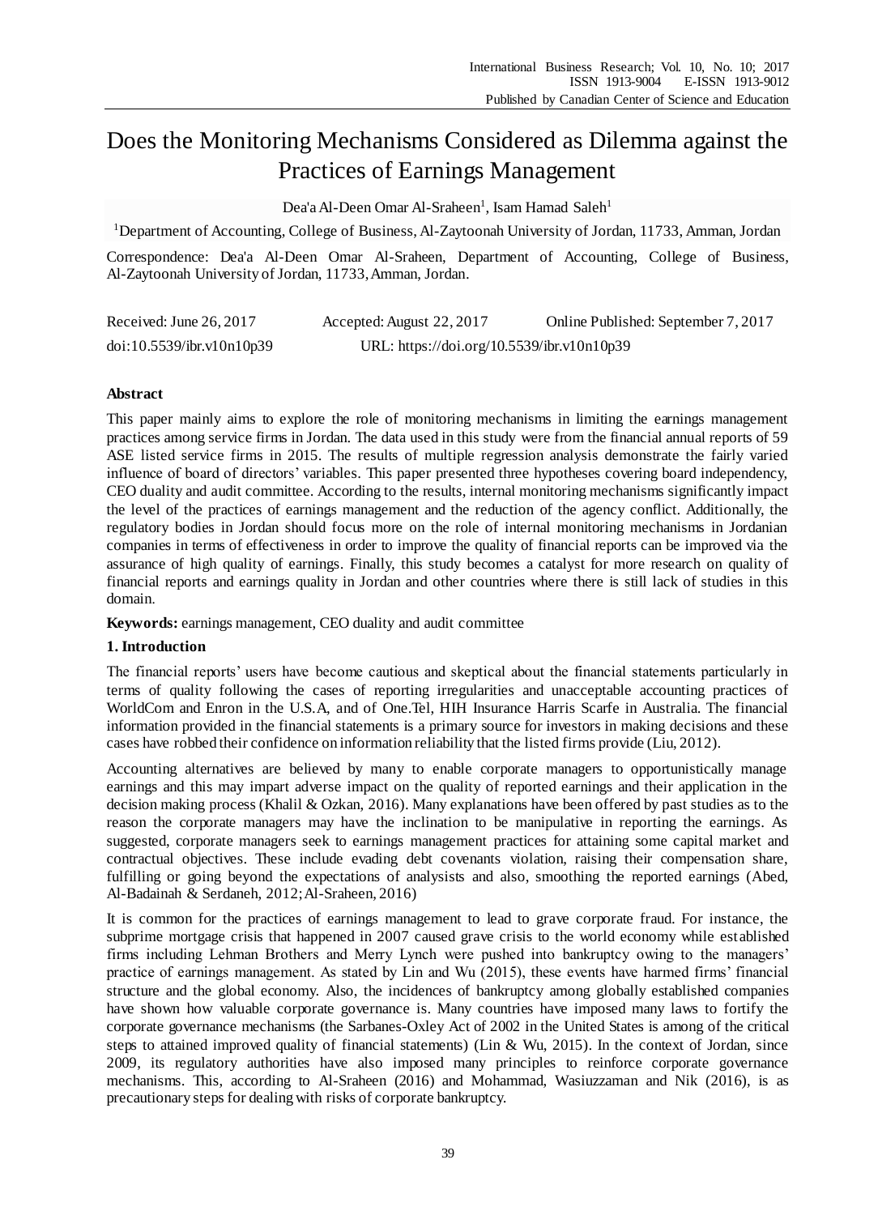# Does the Monitoring Mechanisms Considered as Dilemma against the Practices of Earnings Management

Dea'a Al-Deen Omar Al-Sraheen[1], Isam Hamad Saleh[1]

[1]Department of Accounting, College of Business, Al-Zaytoonah University of Jordan, 11733, Amman, Jordan

Correspondence: Dea'a Al-Deen Omar Al-Sraheen, Department of Accounting, College of Business, Al-Zaytoonah University of Jordan, 11733, Amman, Jordan.

Received: June 26, 2017 Accepted: August 22, 2017 Online Published: September 7, 2017

doi:10.5539/ibr.v10n10p39 URL: https://doi.org/10.5539/ibr.v10n10p39

## Abstract

This paper mainly aims to explore the role of monitoring mechanisms in limiting the earnings management practices among service firms in Jordan. The data used in this study were from the financial annual reports of 59 ASE listed service firms in 2015. The results of multiple regression analysis demonstrate the fairly varied influence of board of directors' variables. This paper presented three hypotheses covering board independency, CEO duality and audit committee. According to the results, internal monitoring mechanisms significantly impact the level of the practices of earnings management and the reduction of the agency conflict. Additionally, the regulatory bodies in Jordan should focus more on the role of internal monitoring mechanisms in Jordanian companies in terms of effectiveness in order to improve the quality of financial reports can be improved via the assurance of high quality of earnings. Finally, this study becomes a catalyst for more research on quality of financial reports and earnings quality in Jordan and other countries where there is still lack of studies in this domain.

**Keywords:** earnings management, CEO duality and audit committee

## 1. Introduction

The financial reports' users have become cautious and skeptical about the financial statements particularly in terms of quality following the cases of reporting irregularities and unacceptable accounting practices of WorldCom and Enron in the U.S.A, and of One.Tel, HIH Insurance Harris Scarfe in Australia. The financial information provided in the financial statements is a primary source for investors in making decisions and these cases have robbed their confidence on information reliability that the listed firms provide (Liu, 2012).

Accounting alternatives are believed by many to enable corporate managers to opportunistically manage earnings and this may impart adverse impact on the quality of reported earnings and their application in the decision making process (Khalil & Ozkan, 2016). Many explanations have been offered by past studies as to the reason the corporate managers may have the inclination to be manipulative in reporting the earnings. As suggested, corporate managers seek to earnings management practices for attaining some capital market and contractual objectives. These include evading debt covenants violation, raising their compensation share, fulfilling or going beyond the expectations of analysists and also, smoothing the reported earnings (Abed, Al-Badainah & Serdaneh, 2012; Al-Sraheen, 2016)

It is common for the practices of earnings management to lead to grave corporate fraud. For instance, the subprime mortgage crisis that happened in 2007 caused grave crisis to the world economy while established firms including Lehman Brothers and Merry Lynch were pushed into bankruptcy owing to the managers' practice of earnings management. As stated by Lin and Wu (2015), these events have harmed firms' financial structure and the global economy. Also, the incidences of bankruptcy among globally established companies have shown how valuable corporate governance is. Many countries have imposed many laws to fortify the corporate governance mechanisms (the Sarbanes-Oxley Act of 2002 in the United States is among of the critical steps to attained improved quality of financial statements) (Lin & Wu, 2015). In the context of Jordan, since 2009, its regulatory authorities have also imposed many principles to reinforce corporate governance mechanisms. This, according to Al-Sraheen (2016) and Mohammad, Wasiuzzaman and Nik (2016), is as precautionary steps for dealing with risks of corporate bankruptcy.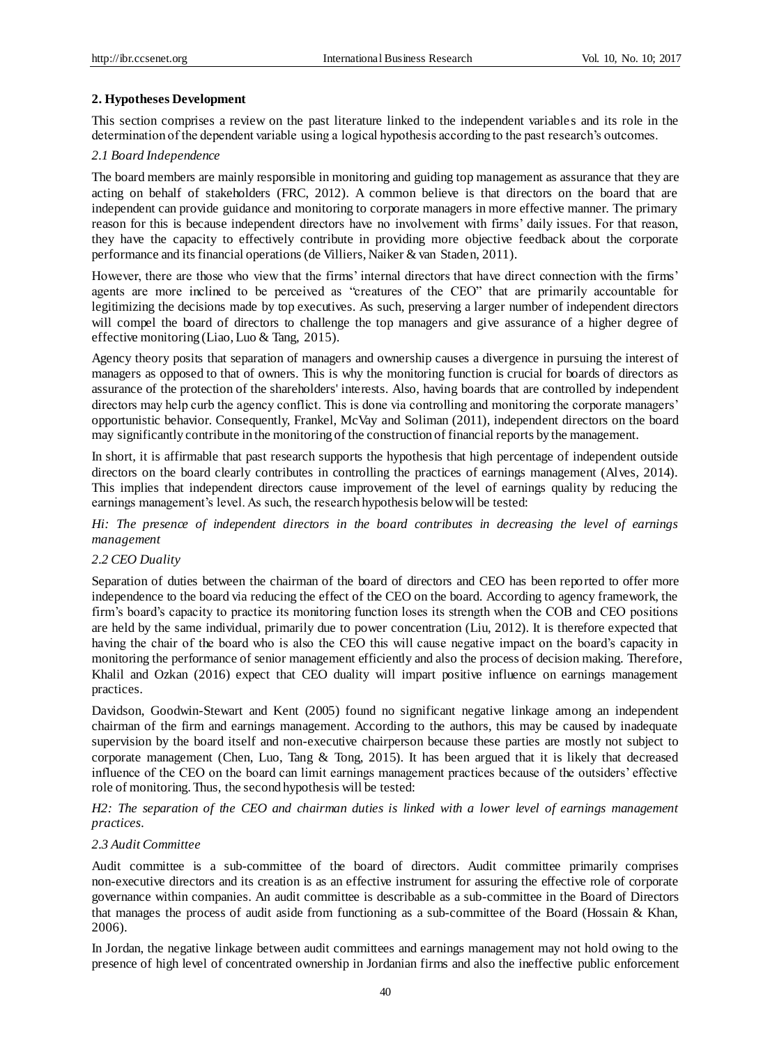## 2. Hypotheses Development

This section comprises a review on the past literature linked to the independent variables and its role in the determination of the dependent variable using a logical hypothesis according to the past research's outcomes.

### *2.1 Board Independence*

The board members are mainly responsible in monitoring and guiding top management as assurance that they are acting on behalf of stakeholders (FRC, 2012). A common believe is that directors on the board that are independent can provide guidance and monitoring to corporate managers in more effective manner. The primary reason for this is because independent directors have no involvement with firms' daily issues. For that reason, they have the capacity to effectively contribute in providing more objective feedback about the corporate performance and its financial operations (de Villiers, Naiker & van Staden, 2011).

However, there are those who view that the firms' internal directors that have direct connection with the firms' agents are more inclined to be perceived as "creatures of the CEO" that are primarily accountable for legitimizing the decisions made by top executives. As such, preserving a larger number of independent directors will compel the board of directors to challenge the top managers and give assurance of a higher degree of effective monitoring (Liao, Luo & Tang, 2015).

Agency theory posits that separation of managers and ownership causes a divergence in pursuing the interest of managers as opposed to that of owners. This is why the monitoring function is crucial for boards of directors as assurance of the protection of the shareholders' interests. Also, having boards that are controlled by independent directors may help curb the agency conflict. This is done via controlling and monitoring the corporate managers' opportunistic behavior. Consequently, Frankel, McVay and Soliman (2011), independent directors on the board may significantly contribute in the monitoring of the construction of financial reports by the management.

In short, it is affirmable that past research supports the hypothesis that high percentage of independent outside directors on the board clearly contributes in controlling the practices of earnings management (Alves, 2014). This implies that independent directors cause improvement of the level of earnings quality by reducing the earnings management's level. As such, the research hypothesis below will be tested:

*Hi: The presence of independent directors in the board contributes in decreasing the level of earnings management*

### *2.2 CEO Duality*

Separation of duties between the chairman of the board of directors and CEO has been reported to offer more independence to the board via reducing the effect of the CEO on the board. According to agency framework, the firm's board's capacity to practice its monitoring function loses its strength when the COB and CEO positions are held by the same individual, primarily due to power concentration (Liu, 2012). It is therefore expected that having the chair of the board who is also the CEO this will cause negative impact on the board's capacity in monitoring the performance of senior management efficiently and also the process of decision making. Therefore, Khalil and Ozkan (2016) expect that CEO duality will impart positive influence on earnings management practices.

Davidson, Goodwin-Stewart and Kent (2005) found no significant negative linkage among an independent chairman of the firm and earnings management. According to the authors, this may be caused by inadequate supervision by the board itself and non-executive chairperson because these parties are mostly not subject to corporate management (Chen, Luo, Tang & Tong, 2015). It has been argued that it is likely that decreased influence of the CEO on the board can limit earnings management practices because of the outsiders' effective role of monitoring. Thus, the second hypothesis will be tested:

*H2: The separation of the CEO and chairman duties is linked with a lower level of earnings management practices.*

### *2.3 Audit Committee*

Audit committee is a sub-committee of the board of directors. Audit committee primarily comprises non-executive directors and its creation is as an effective instrument for assuring the effective role of corporate governance within companies. An audit committee is describable as a sub-committee in the Board of Directors that manages the process of audit aside from functioning as a sub-committee of the Board (Hossain & Khan, 2006).

In Jordan, the negative linkage between audit committees and earnings management may not hold owing to the presence of high level of concentrated ownership in Jordanian firms and also the ineffective public enforcement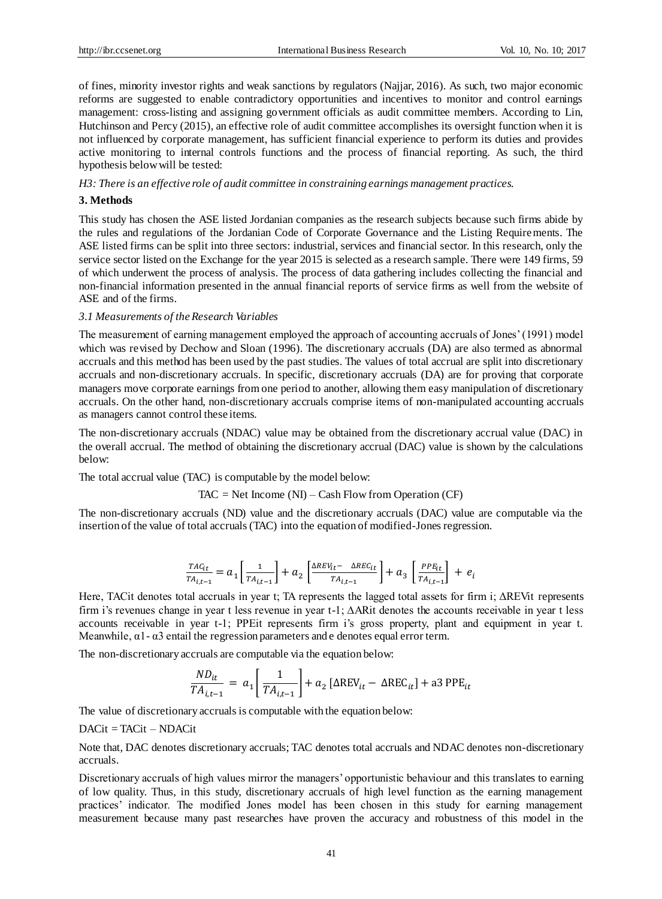of fines, minority investor rights and weak sanctions by regulators (Najjar, 2016). As such, two major economic reforms are suggested to enable contradictory opportunities and incentives to monitor and control earnings management: cross-listing and assigning government officials as audit committee members. According to Lin, Hutchinson and Percy (2015), an effective role of audit committee accomplishes its oversight function when it is not influenced by corporate management, has sufficient financial experience to perform its duties and provides active monitoring to internal controls functions and the process of financial reporting. As such, the third hypothesis below will be tested:

*H3: There is an effective role of audit committee in constraining earnings management practices.*

## 3. Methods

This study has chosen the ASE listed Jordanian companies as the research subjects because such firms abide by the rules and regulations of the Jordanian Code of Corporate Governance and the Listing Requirements. The ASE listed firms can be split into three sectors: industrial, services and financial sector. In this research, only the service sector listed on the Exchange for the year 2015 is selected as a research sample. There were 149 firms, 59 of which underwent the process of analysis. The process of data gathering includes collecting the financial and non-financial information presented in the annual financial reports of service firms as well from the website of ASE and of the firms.

### *3.1 Measurements of the Research Variables*

The measurement of earning management employed the approach of accounting accruals of Jones' (1991) model which was revised by Dechow and Sloan (1996). The discretionary accruals (DA) are also termed as abnormal accruals and this method has been used by the past studies. The values of total accrual are split into discretionary accruals and non-discretionary accruals. In specific, discretionary accruals (DA) are for proving that corporate managers move corporate earnings from one period to another, allowing them easy manipulation of discretionary accruals. On the other hand, non-discretionary accruals comprise items of non-manipulated accounting accruals as managers cannot control these items.

The non-discretionary accruals (NDAC) value may be obtained from the discretionary accrual value (DAC) in the overall accrual. The method of obtaining the discretionary accrual (DAC) value is shown by the calculations below:

The total accrual value (TAC) is computable by the model below:

TAC = Net Income (NI) – Cash Flow from Operation (CF)

The non-discretionary accruals (ND) value and the discretionary accruals (DAC) value are computable via the insertion of the value of total accruals (TAC) into the equation of modified-Jones regression.

$$\frac{TAC_{it}}{TA_{i,t-1}} = a_1\left[\frac{1}{TA_{i,t-1}}\right] + a_2\left[\frac{\Delta REV_{it} - \Delta REC_{it}}{TA_{i,t-1}}\right] + a_3\left[\frac{PPE_{it}}{TA_{i,t-1}}\right] + e_i$$

Here, TACit denotes total accruals in year t; TA represents the lagged total assets for firm i; ΔREVit represents firm i's revenues change in year t less revenue in year t-1; ΔARit denotes the accounts receivable in year t less accounts receivable in year t-1; PPEit represents firm i's gross property, plant and equipment in year t. Meanwhile, α1- α3 entail the regression parameters and e denotes equal error term.

The non-discretionary accruals are computable via the equation below:

$$\frac{ND_{it}}{TA_{i,t-1}} = a_1\left[\frac{1}{TA_{i,t-1}}\right] + a_2\left[\Delta \text{REV}_{it} - \Delta \text{REC}_{it}\right] + \text{a3 PPE}_{it}$$

The value of discretionary accruals is computable with the equation below:

DACit = TACit – NDACit

Note that, DAC denotes discretionary accruals; TAC denotes total accruals and NDAC denotes non-discretionary accruals.

Discretionary accruals of high values mirror the managers' opportunistic behaviour and this translates to earning of low quality. Thus, in this study, discretionary accruals of high level function as the earning management practices' indicator. The modified Jones model has been chosen in this study for earning management measurement because many past researches have proven the accuracy and robustness of this model in the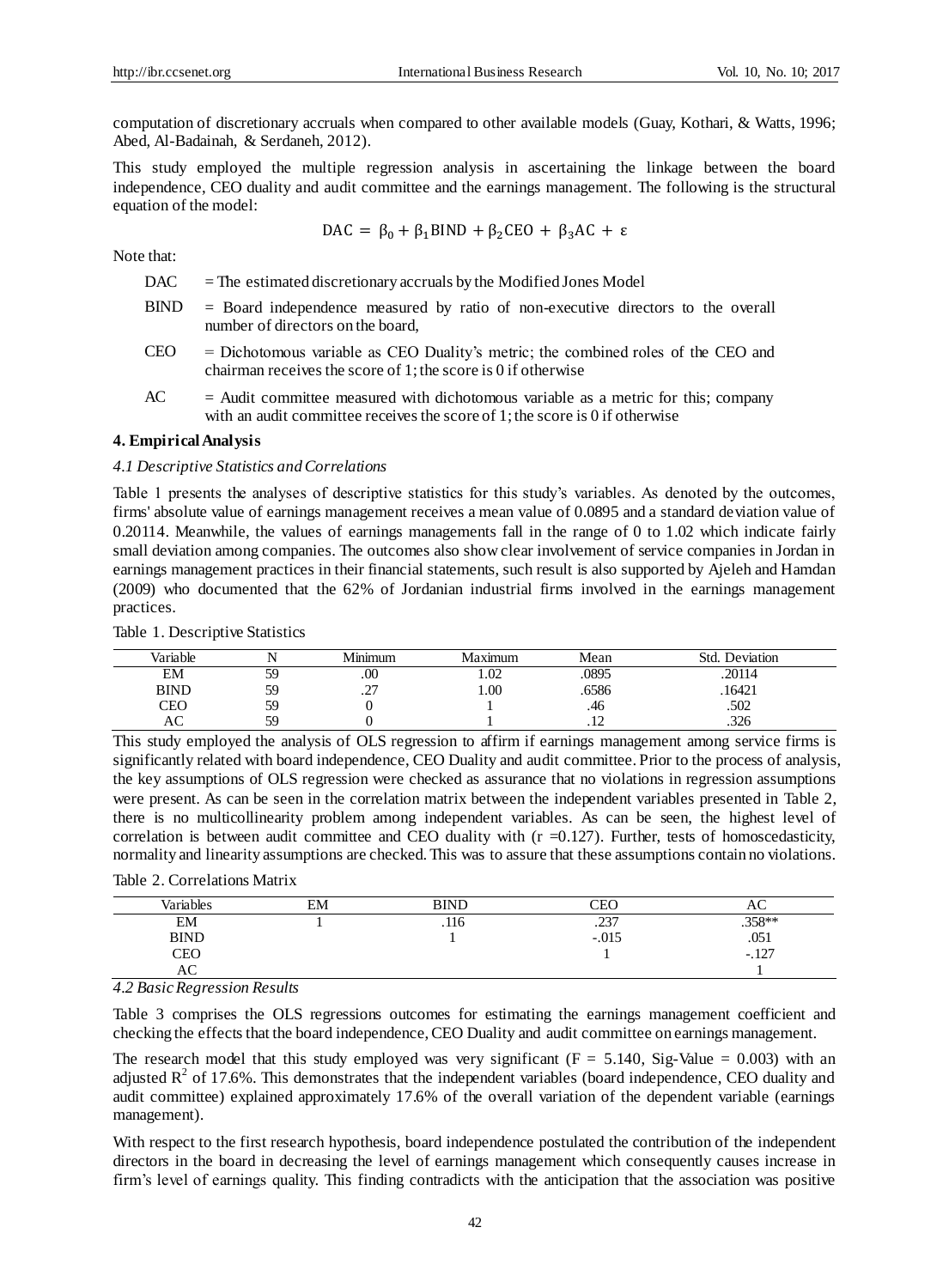computation of discretionary accruals when compared to other available models (Guay, Kothari, & Watts, 1996; Abed, Al-Badainah, & Serdaneh, 2012).

This study employed the multiple regression analysis in ascertaining the linkage between the board independence, CEO duality and audit committee and the earnings management. The following is the structural equation of the model:

$$\text{DAC} = \beta_0 + \beta_1\text{BIND} + \beta_2\text{CEO} + \beta_3\text{AC} + \varepsilon$$

Note that:

- DAC = The estimated discretionary accruals by the Modified Jones Model
- BIND = Board independence measured by ratio of non-executive directors to the overall number of directors on the board,
- CEO = Dichotomous variable as CEO Duality's metric; the combined roles of the CEO and chairman receives the score of 1; the score is 0 if otherwise
- AC = Audit committee measured with dichotomous variable as a metric for this; company with an audit committee receives the score of 1; the score is 0 if otherwise

## 4. Empirical Analysis

### *4.1 Descriptive Statistics and Correlations*

Table 1 presents the analyses of descriptive statistics for this study's variables. As denoted by the outcomes, firms' absolute value of earnings management receives a mean value of 0.0895 and a standard deviation value of 0.20114. Meanwhile, the values of earnings managements fall in the range of 0 to 1.02 which indicate fairly small deviation among companies. The outcomes also show clear involvement of service companies in Jordan in earnings management practices in their financial statements, such result is also supported by Ajeleh and Hamdan (2009) who documented that the 62% of Jordanian industrial firms involved in the earnings management practices.

Table 1. Descriptive Statistics

| Variable | N | Minimum | Maximum | Mean | Std. Deviation |
|---|---|---|---|---|---|
| EM | 59 | .00 | 1.02 | .0895 | .20114 |
| BIND | 59 | .27 | 1.00 | .6586 | .16421 |
| CEO | 59 | 0 | 1 | .46 | .502 |
| AC | 59 | 0 | 1 | .12 | .326 |

This study employed the analysis of OLS regression to affirm if earnings management among service firms is significantly related with board independence, CEO Duality and audit committee. Prior to the process of analysis, the key assumptions of OLS regression were checked as assurance that no violations in regression assumptions were present. As can be seen in the correlation matrix between the independent variables presented in Table 2, there is no multicollinearity problem among independent variables. As can be seen, the highest level of correlation is between audit committee and CEO duality with (r =0.127). Further, tests of homoscedasticity, normality and linearity assumptions are checked. This was to assure that these assumptions contain no violations.

Table 2. Correlations Matrix

| Variables | EM | BIND | CEO | AC |
|---|---|---|---|---|
| EM | 1 | .116 | .237 | .358** |
| BIND | | 1 | -.015 | .051 |
| CEO | | | 1 | -.127 |
| AC | | | | 1 |

### *4.2 Basic Regression Results*

Table 3 comprises the OLS regressions outcomes for estimating the earnings management coefficient and checking the effects that the board independence, CEO Duality and audit committee on earnings management.

The research model that this study employed was very significant (F = 5.140, Sig-Value = 0.003) with an adjusted $R^2$ of 17.6%. This demonstrates that the independent variables (board independence, CEO duality and audit committee) explained approximately 17.6% of the overall variation of the dependent variable (earnings management).

With respect to the first research hypothesis, board independence postulated the contribution of the independent directors in the board in decreasing the level of earnings management which consequently causes increase in firm's level of earnings quality. This finding contradicts with the anticipation that the association was positive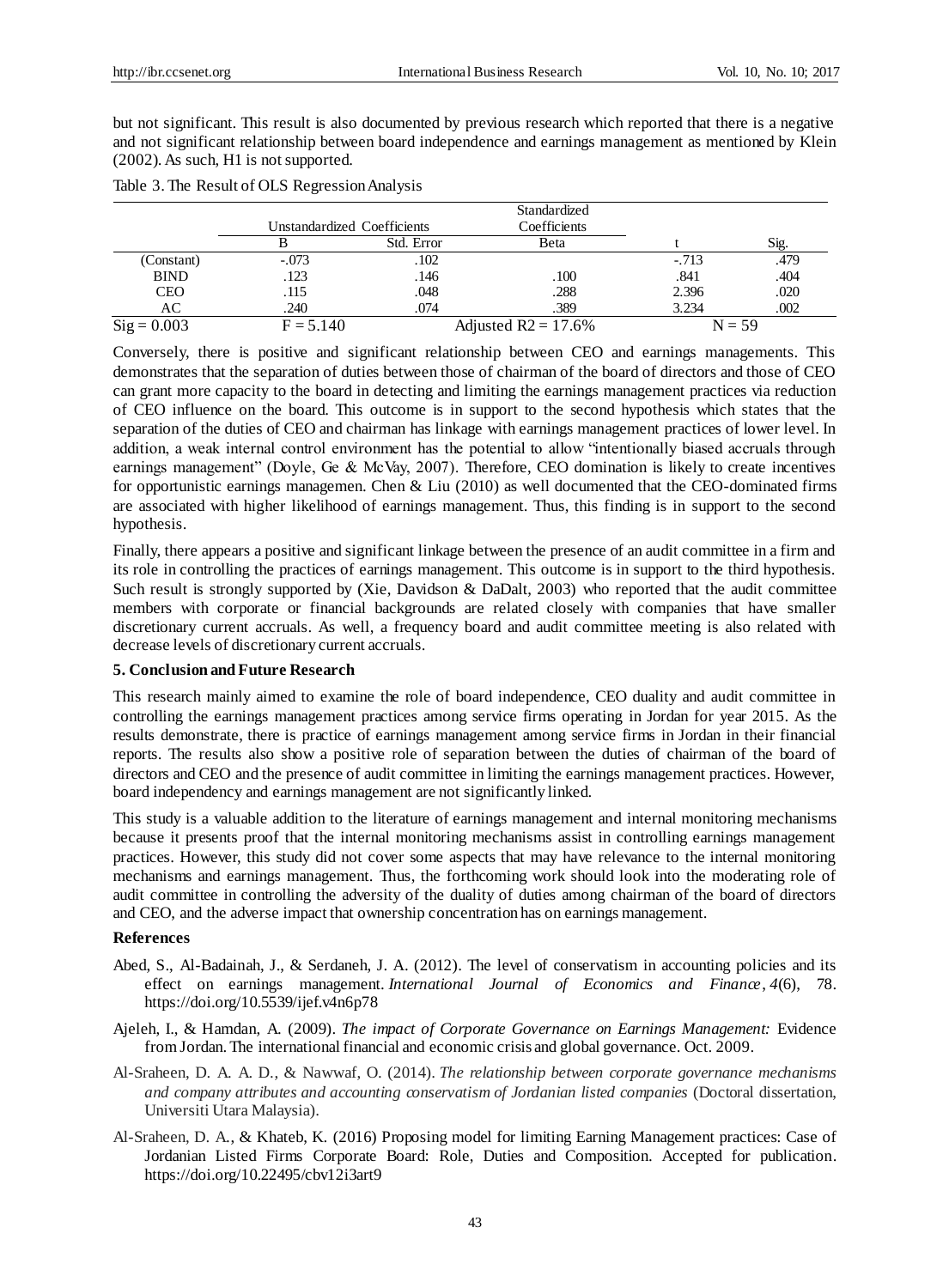but not significant. This result is also documented by previous research which reported that there is a negative and not significant relationship between board independence and earnings management as mentioned by Klein (2002). As such, H1 is not supported.

Table 3. The Result of OLS Regression Analysis

| | Unstandardized Coefficients | | Standardized Coefficients | | |
|---|---|---|---|---|---|
| | B | Std. Error | Beta | t | Sig. |
| (Constant) | -.073 | .102 | | -.713 | .479 |
| BIND | .123 | .146 | .100 | .841 | .404 |
| CEO | .115 | .048 | .288 | 2.396 | .020 |
| AC | .240 | .074 | .389 | 3.234 | .002 |
| Sig = 0.003 | F = 5.140 | | Adjusted R2 = 17.6% | N = 59 | |

Conversely, there is positive and significant relationship between CEO and earnings managements. This demonstrates that the separation of duties between those of chairman of the board of directors and those of CEO can grant more capacity to the board in detecting and limiting the earnings management practices via reduction of CEO influence on the board. This outcome is in support to the second hypothesis which states that the separation of the duties of CEO and chairman has linkage with earnings management practices of lower level. In addition, a weak internal control environment has the potential to allow "intentionally biased accruals through earnings management" (Doyle, Ge & McVay, 2007). Therefore, CEO domination is likely to create incentives for opportunistic earnings managemen. Chen & Liu (2010) as well documented that the CEO-dominated firms are associated with higher likelihood of earnings management. Thus, this finding is in support to the second hypothesis.

Finally, there appears a positive and significant linkage between the presence of an audit committee in a firm and its role in controlling the practices of earnings management. This outcome is in support to the third hypothesis. Such result is strongly supported by (Xie, Davidson & DaDalt, 2003) who reported that the audit committee members with corporate or financial backgrounds are related closely with companies that have smaller discretionary current accruals. As well, a frequency board and audit committee meeting is also related with decrease levels of discretionary current accruals.

## 5. Conclusion and Future Research

This research mainly aimed to examine the role of board independence, CEO duality and audit committee in controlling the earnings management practices among service firms operating in Jordan for year 2015. As the results demonstrate, there is practice of earnings management among service firms in Jordan in their financial reports. The results also show a positive role of separation between the duties of chairman of the board of directors and CEO and the presence of audit committee in limiting the earnings management practices. However, board independency and earnings management are not significantly linked.

This study is a valuable addition to the literature of earnings management and internal monitoring mechanisms because it presents proof that the internal monitoring mechanisms assist in controlling earnings management practices. However, this study did not cover some aspects that may have relevance to the internal monitoring mechanisms and earnings management. Thus, the forthcoming work should look into the moderating role of audit committee in controlling the adversity of the duality of duties among chairman of the board of directors and CEO, and the adverse impact that ownership concentration has on earnings management.

## References

Abed, S., Al-Badainah, J., & Serdaneh, J. A. (2012). The level of conservatism in accounting policies and its effect on earnings management. *International Journal of Economics and Finance*, *4*(6), 78. https://doi.org/10.5539/ijef.v4n6p78

Ajeleh, I., & Hamdan, A. (2009). *The impact of Corporate Governance on Earnings Management:* Evidence from Jordan. The international financial and economic crisis and global governance. Oct. 2009.

Al-Sraheen, D. A. A. D., & Nawwaf, O. (2014). *The relationship between corporate governance mechanisms and company attributes and accounting conservatism of Jordanian listed companies* (Doctoral dissertation, Universiti Utara Malaysia).

Al-Sraheen, D. A., & Khateb, K. (2016) Proposing model for limiting Earning Management practices: Case of Jordanian Listed Firms Corporate Board: Role, Duties and Composition. Accepted for publication. https://doi.org/10.22495/cbv12i3art9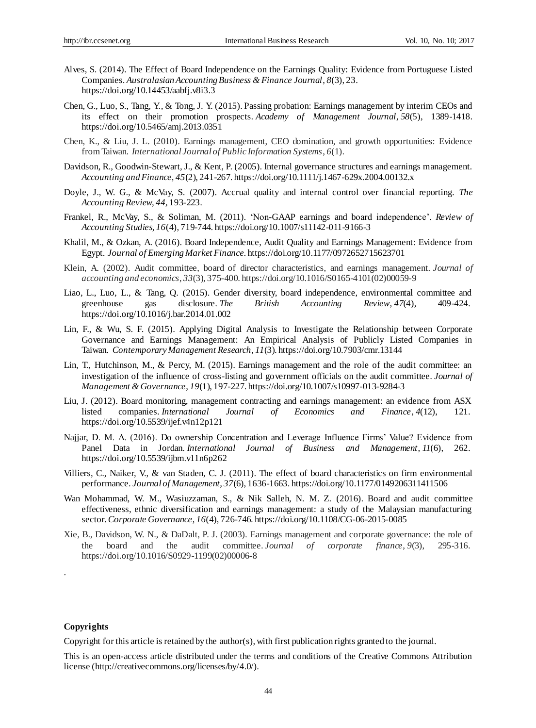Alves, S. (2014). The Effect of Board Independence on the Earnings Quality: Evidence from Portuguese Listed Companies. *Australasian Accounting Business & Finance Journal*, *8*(3), 23. https://doi.org/10.14453/aabfj.v8i3.3

Chen, G., Luo, S., Tang, Y., & Tong, J. Y. (2015). Passing probation: Earnings management by interim CEOs and its effect on their promotion prospects. *Academy of Management Journal*, *58*(5), 1389-1418. https://doi.org/10.5465/amj.2013.0351

Chen, K., & Liu, J. L. (2010). Earnings management, CEO domination, and growth opportunities: Evidence from Taiwan. *International Journal of Public Information Systems*, *6*(1).

Davidson, R., Goodwin-Stewart, J., & Kent, P. (2005). Internal governance structures and earnings management. *Accounting and Finance*, *45*(2), 241-267. https://doi.org/10.1111/j.1467-629x.2004.00132.x

Doyle, J., W. G., & McVay, S. (2007). Accrual quality and internal control over financial reporting. *The Accounting Review, 44*, 193-223.

Frankel, R., McVay, S., & Soliman, M. (2011). 'Non-GAAP earnings and board independence'. *Review of Accounting Studies*, *16*(4), 719-744. https://doi.org/10.1007/s11142-011-9166-3

Khalil, M., & Ozkan, A. (2016). Board Independence, Audit Quality and Earnings Management: Evidence from Egypt. *Journal of Emerging Market Finance*. https://doi.org/10.1177/0972652715623701

Klein, A. (2002). Audit committee, board of director characteristics, and earnings management. *Journal of accounting and economics*, *33*(3), 375-400. https://doi.org/10.1016/S0165-4101(02)00059-9

Liao, L., Luo, L., & Tang, Q. (2015). Gender diversity, board independence, environmental committee and greenhouse gas disclosure. *The British Accounting Review*, *47*(4), 409-424. https://doi.org/10.1016/j.bar.2014.01.002

Lin, F., & Wu, S. F. (2015). Applying Digital Analysis to Investigate the Relationship between Corporate Governance and Earnings Management: An Empirical Analysis of Publicly Listed Companies in Taiwan. *Contemporary Management Research*, *11*(3). https://doi.org/10.7903/cmr.13144

Lin, T., Hutchinson, M., & Percy, M. (2015). Earnings management and the role of the audit committee: an investigation of the influence of cross-listing and government officials on the audit committee. *Journal of Management & Governance*, *19*(1), 197-227. https://doi.org/10.1007/s10997-013-9284-3

Liu, J. (2012). Board monitoring, management contracting and earnings management: an evidence from ASX listed companies. *International Journal of Economics and Finance*, *4*(12), 121. https://doi.org/10.5539/ijef.v4n12p121

Najjar, D. M. A. (2016). Do ownership Concentration and Leverage Influence Firms' Value? Evidence from Panel Data in Jordan. *International Journal of Business and Management*, *11*(6), 262. https://doi.org/10.5539/ijbm.v11n6p262

Villiers, C., Naiker, V., & van Staden, C. J. (2011). The effect of board characteristics on firm environmental performance. *Journal of Management, 37*(6), 1636-1663. https://doi.org/10.1177/0149206311411506

Wan Mohammad, W. M., Wasiuzzaman, S., & Nik Salleh, N. M. Z. (2016). Board and audit committee effectiveness, ethnic diversification and earnings management: a study of the Malaysian manufacturing sector. *Corporate Governance*, *16*(4), 726-746. https://doi.org/10.1108/CG-06-2015-0085

Xie, B., Davidson, W. N., & DaDalt, P. J. (2003). Earnings management and corporate governance: the role of the board and the audit committee. *Journal of corporate finance*, *9*(3), 295-316. https://doi.org/10.1016/S0929-1199(02)00006-8

.

**Copyrights**

Copyright for this article is retained by the author(s), with first publication rights granted to the journal.

This is an open-access article distributed under the terms and conditions of the Creative Commons Attribution license (http://creativecommons.org/licenses/by/4.0/).